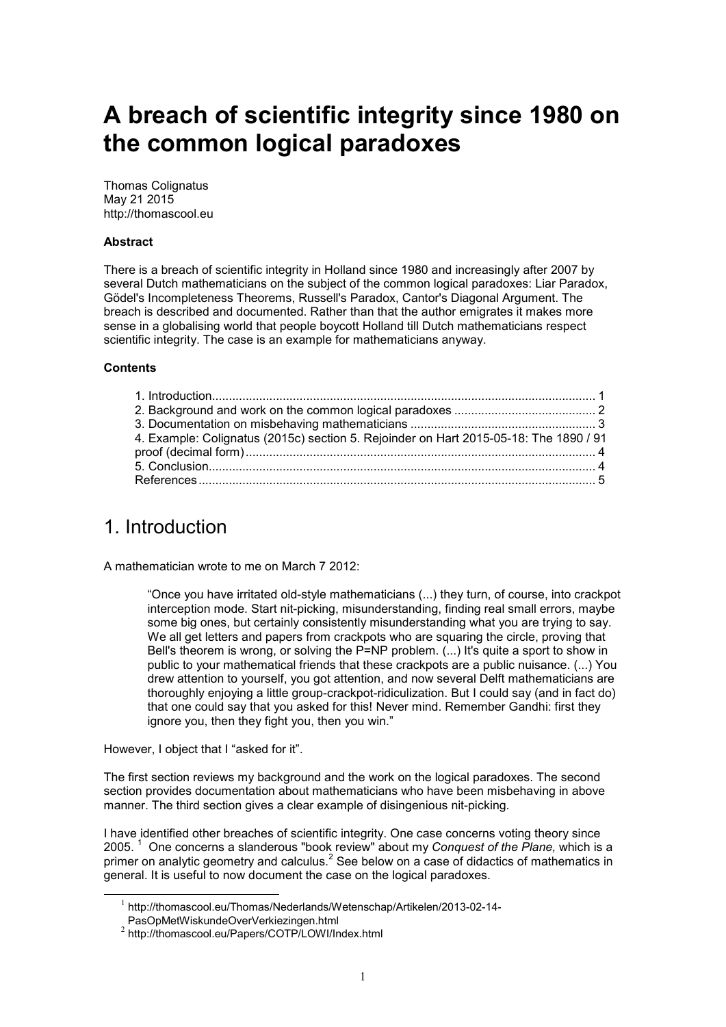# A breach of scientific integrity since 1980 on the common logical paradoxes

Thomas Colignatus
May 21 2015
http://thomascool.eu

**Abstract**

There is a breach of scientific integrity in Holland since 1980 and increasingly after 2007 by several Dutch mathematicians on the subject of the common logical paradoxes: Liar Paradox, Gödel's Incompleteness Theorems, Russell's Paradox, Cantor's Diagonal Argument. The breach is described and documented. Rather than that the author emigrates it makes more sense in a globalising world that people boycott Holland till Dutch mathematicians respect scientific integrity. The case is an example for mathematicians anyway.

**Contents**

1. Introduction ........ 1
2. Background and work on the common logical paradoxes ........ 2
3. Documentation on misbehaving mathematicians ........ 3
4. Example: Colignatus (2015c) section 5. Rejoinder on Hart 2015-05-18: The 1890 / 91 proof (decimal form) ........ 4
5. Conclusion ........ 4
References ........ 5

## 1. Introduction

A mathematician wrote to me on March 7 2012:

> "Once you have irritated old-style mathematicians (...) they turn, of course, into crackpot interception mode. Start nit-picking, misunderstanding, finding real small errors, maybe some big ones, but certainly consistently misunderstanding what you are trying to say. We all get letters and papers from crackpots who are squaring the circle, proving that Bell's theorem is wrong, or solving the P=NP problem. (...) It's quite a sport to show in public to your mathematical friends that these crackpots are a public nuisance. (...) You drew attention to yourself, you got attention, and now several Delft mathematicians are thoroughly enjoying a little group-crackpot-ridiculization. But I could say (and in fact do) that one could say that you asked for this! Never mind. Remember Gandhi: first they ignore you, then they fight you, then you win."

However, I object that I "asked for it".

The first section reviews my background and the work on the logical paradoxes. The second section provides documentation about mathematicians who have been misbehaving in above manner. The third section gives a clear example of disingenious nit-picking.

I have identified other breaches of scientific integrity. One case concerns voting theory since 2005. [1] One concerns a slanderous "book review" about my *Conquest of the Plane,* which is a primer on analytic geometry and calculus.[2] See below on a case of didactics of mathematics in general. It is useful to now document the case on the logical paradoxes.

[1] http://thomascool.eu/Thomas/Nederlands/Wetenschap/Artikelen/2013-02-14-PasOpMetWiskundeOverVerkiezingen.html

[2] http://thomascool.eu/Papers/COTP/LOWI/Index.html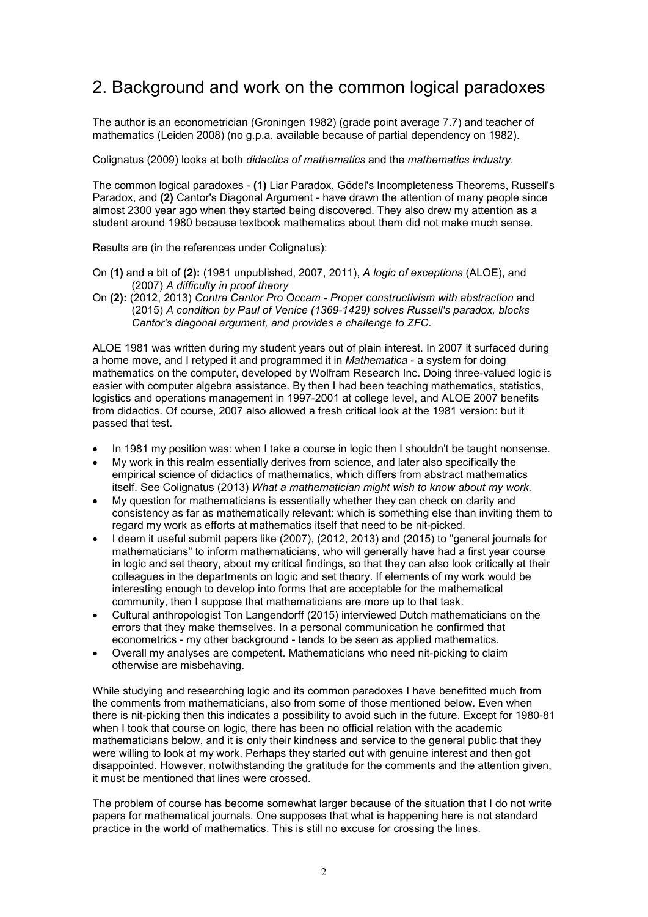## 2. Background and work on the common logical paradoxes

The author is an econometrician (Groningen 1982) (grade point average 7.7) and teacher of mathematics (Leiden 2008) (no g.p.a. available because of partial dependency on 1982).

Colignatus (2009) looks at both *didactics of mathematics* and the *mathematics industry*.

The common logical paradoxes - **(1)** Liar Paradox, Gödel's Incompleteness Theorems, Russell's Paradox, and **(2)** Cantor's Diagonal Argument - have drawn the attention of many people since almost 2300 year ago when they started being discovered. They also drew my attention as a student around 1980 because textbook mathematics about them did not make much sense.

Results are (in the references under Colignatus):

On **(1)** and a bit of **(2):** (1981 unpublished, 2007, 2011), *A logic of exceptions* (ALOE), and (2007) *A difficulty in proof theory*

On **(2):** (2012, 2013) *Contra Cantor Pro Occam - Proper constructivism with abstraction* and (2015) *A condition by Paul of Venice (1369-1429) solves Russell's paradox, blocks Cantor's diagonal argument, and provides a challenge to ZFC*.

ALOE 1981 was written during my student years out of plain interest. In 2007 it surfaced during a home move, and I retyped it and programmed it in *Mathematica* - a system for doing mathematics on the computer, developed by Wolfram Research Inc. Doing three-valued logic is easier with computer algebra assistance. By then I had been teaching mathematics, statistics, logistics and operations management in 1997-2001 at college level, and ALOE 2007 benefits from didactics. Of course, 2007 also allowed a fresh critical look at the 1981 version: but it passed that test.

- In 1981 my position was: when I take a course in logic then I shouldn't be taught nonsense.
- My work in this realm essentially derives from science, and later also specifically the empirical science of didactics of mathematics, which differs from abstract mathematics itself. See Colignatus (2013) *What a mathematician might wish to know about my work.*
- My question for mathematicians is essentially whether they can check on clarity and consistency as far as mathematically relevant: which is something else than inviting them to regard my work as efforts at mathematics itself that need to be nit-picked.
- I deem it useful submit papers like (2007), (2012, 2013) and (2015) to "general journals for mathematicians" to inform mathematicians, who will generally have had a first year course in logic and set theory, about my critical findings, so that they can also look critically at their colleagues in the departments on logic and set theory. If elements of my work would be interesting enough to develop into forms that are acceptable for the mathematical community, then I suppose that mathematicians are more up to that task.
- Cultural anthropologist Ton Langendorff (2015) interviewed Dutch mathematicians on the errors that they make themselves. In a personal communication he confirmed that econometrics - my other background - tends to be seen as applied mathematics.
- Overall my analyses are competent. Mathematicians who need nit-picking to claim otherwise are misbehaving.

While studying and researching logic and its common paradoxes I have benefitted much from the comments from mathematicians, also from some of those mentioned below. Even when there is nit-picking then this indicates a possibility to avoid such in the future. Except for 1980-81 when I took that course on logic, there has been no official relation with the academic mathematicians below, and it is only their kindness and service to the general public that they were willing to look at my work. Perhaps they started out with genuine interest and then got disappointed. However, notwithstanding the gratitude for the comments and the attention given, it must be mentioned that lines were crossed.

The problem of course has become somewhat larger because of the situation that I do not write papers for mathematical journals. One supposes that what is happening here is not standard practice in the world of mathematics. This is still no excuse for crossing the lines.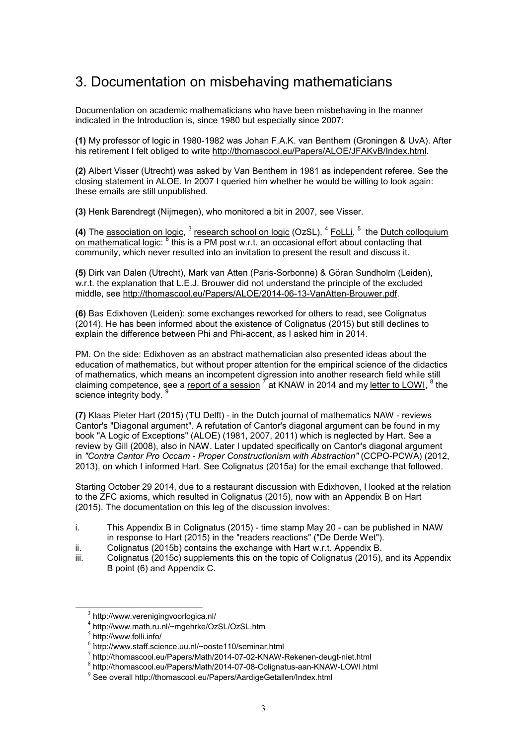## 3. Documentation on misbehaving mathematicians

Documentation on academic mathematicians who have been misbehaving in the manner indicated in the Introduction is, since 1980 but especially since 2007:

**(1)** My professor of logic in 1980-1982 was Johan F.A.K. van Benthem (Groningen & UvA). After his retirement I felt obliged to write http://thomascool.eu/Papers/ALOE/JFAKvB/Index.html.

**(2)** Albert Visser (Utrecht) was asked by Van Benthem in 1981 as independent referee. See the closing statement in ALOE. In 2007 I queried him whether he would be willing to look again: these emails are still unpublished.

**(3)** Henk Barendregt (Nijmegen), who monitored a bit in 2007, see Visser.

**(4)** The association on logic, [3] research school on logic (OzSL), [4] FoLLi, [5] the Dutch colloquium on mathematical logic: [6] this is a PM post w.r.t. an occasional effort about contacting that community, which never resulted into an invitation to present the result and discuss it.

**(5)** Dirk van Dalen (Utrecht), Mark van Atten (Paris-Sorbonne) & Göran Sundholm (Leiden), w.r.t. the explanation that L.E.J. Brouwer did not understand the principle of the excluded middle, see http://thomascool.eu/Papers/ALOE/2014-06-13-VanAtten-Brouwer.pdf.

**(6)** Bas Edixhoven (Leiden): some exchanges reworked for others to read, see Colignatus (2014). He has been informed about the existence of Colignatus (2015) but still declines to explain the difference between Phi and Phi-accent, as I asked him in 2014.

PM. On the side: Edixhoven as an abstract mathematician also presented ideas about the education of mathematics, but without proper attention for the empirical science of the didactics of mathematics, which means an incompetent digression into another research field while still claiming competence, see a report of a session [7] at KNAW in 2014 and my letter to LOWI, [8] the science integrity body. [9]

**(7)** Klaas Pieter Hart (2015) (TU Delft) - in the Dutch journal of mathematics NAW - reviews Cantor's "Diagonal argument". A refutation of Cantor's diagonal argument can be found in my book "A Logic of Exceptions" (ALOE) (1981, 2007, 2011) which is neglected by Hart. See a review by Gill (2008), also in NAW. Later I updated specifically on Cantor's diagonal argument in *"Contra Cantor Pro Occam - Proper Constructionism with Abstraction"* (CCPO-PCWA) (2012, 2013), on which I informed Hart. See Colignatus (2015a) for the email exchange that followed.

Starting October 29 2014, due to a restaurant discussion with Edixhoven, I looked at the relation to the ZFC axioms, which resulted in Colignatus (2015), now with an Appendix B on Hart (2015). The documentation on this leg of the discussion involves:

i. This Appendix B in Colignatus (2015) - time stamp May 20 - can be published in NAW in response to Hart (2015) in the "readers reactions" ("De Derde Wet").
ii. Colignatus (2015b) contains the exchange with Hart w.r.t. Appendix B.
iii. Colignatus (2015c) supplements this on the topic of Colignatus (2015), and its Appendix B point (6) and Appendix C.

---

[3] http://www.verenigingvoorlogica.nl/
[4] http://www.math.ru.nl/~mgehrke/OzSL/OzSL.htm
[5] http://www.folli.info/
[6] http://www.staff.science.uu.nl/~ooste110/seminar.html
[7] http://thomascool.eu/Papers/Math/2014-07-02-KNAW-Rekenen-deugt-niet.html
[8] http://thomascool.eu/Papers/Math/2014-07-08-Colignatus-aan-KNAW-LOWI.html
[9] See overall http://thomascool.eu/Papers/AardigeGetallen/Index.html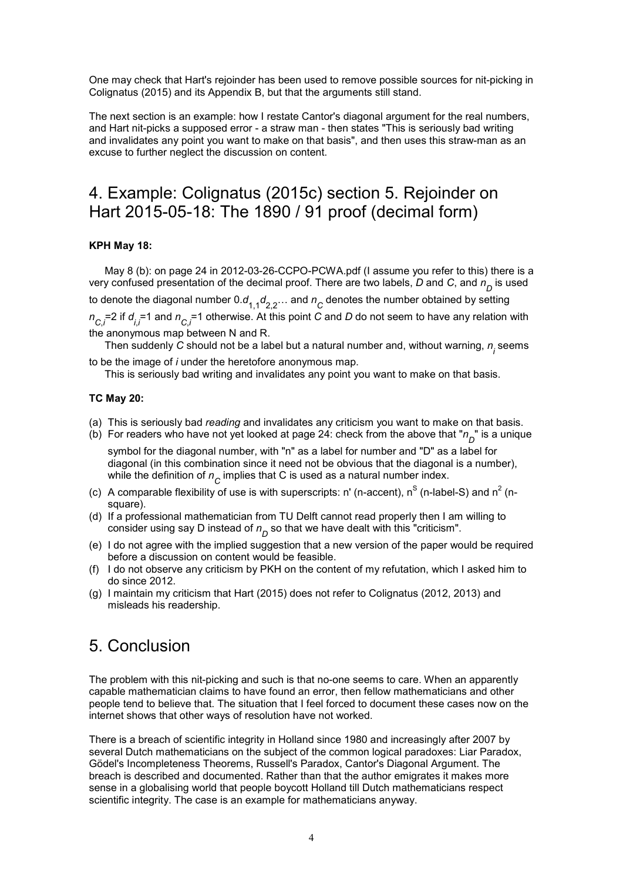One may check that Hart's rejoinder has been used to remove possible sources for nit-picking in Colignatus (2015) and its Appendix B, but that the arguments still stand.

The next section is an example: how I restate Cantor's diagonal argument for the real numbers, and Hart nit-picks a supposed error - a straw man - then states "This is seriously bad writing and invalidates any point you want to make on that basis", and then uses this straw-man as an excuse to further neglect the discussion on content.

# 4. Example: Colignatus (2015c) section 5. Rejoinder on Hart 2015-05-18: The 1890 / 91 proof (decimal form)

**KPH May 18:**

May 8 (b): on page 24 in 2012-03-26-CCPO-PCWA.pdf (I assume you refer to this) there is a very confused presentation of the decimal proof. There are two labels, *D* and *C*, and $n_D$ is used to denote the diagonal number $0.d_{1,1}d_{2,2}\ldots$ and $n_C$ denotes the number obtained by setting $n_{C,i}=2$ if $d_{i,i}=1$ and $n_{C,i}=1$ otherwise. At this point *C* and *D* do not seem to have any relation with the anonymous map between N and R.

Then suddenly *C* should not be a label but a natural number and, without warning, $n_i$ seems to be the image of *i* under the heretofore anonymous map.

This is seriously bad writing and invalidates any point you want to make on that basis.

**TC May 20:**

(a) This is seriously bad *reading* and invalidates any criticism you want to make on that basis.
(b) For readers who have not yet looked at page 24: check from the above that "$n_D$" is a unique symbol for the diagonal number, with "n" as a label for number and "D" as a label for diagonal (in this combination since it need not be obvious that the diagonal is a number), while the definition of $n_C$ implies that C is used as a natural number index.
(c) A comparable flexibility of use is with superscripts: n' (n-accent), $n^S$ (n-label-S) and $n^2$ (n-square).
(d) If a professional mathematician from TU Delft cannot read properly then I am willing to consider using say D instead of $n_D$ so that we have dealt with this "criticism".
(e) I do not agree with the implied suggestion that a new version of the paper would be required before a discussion on content would be feasible.
(f) I do not observe any criticism by PKH on the content of my refutation, which I asked him to do since 2012.
(g) I maintain my criticism that Hart (2015) does not refer to Colignatus (2012, 2013) and misleads his readership.

# 5. Conclusion

The problem with this nit-picking and such is that no-one seems to care. When an apparently capable mathematician claims to have found an error, then fellow mathematicians and other people tend to believe that. The situation that I feel forced to document these cases now on the internet shows that other ways of resolution have not worked.

There is a breach of scientific integrity in Holland since 1980 and increasingly after 2007 by several Dutch mathematicians on the subject of the common logical paradoxes: Liar Paradox, Gödel's Incompleteness Theorems, Russell's Paradox, Cantor's Diagonal Argument. The breach is described and documented. Rather than that the author emigrates it makes more sense in a globalising world that people boycott Holland till Dutch mathematicians respect scientific integrity. The case is an example for mathematicians anyway.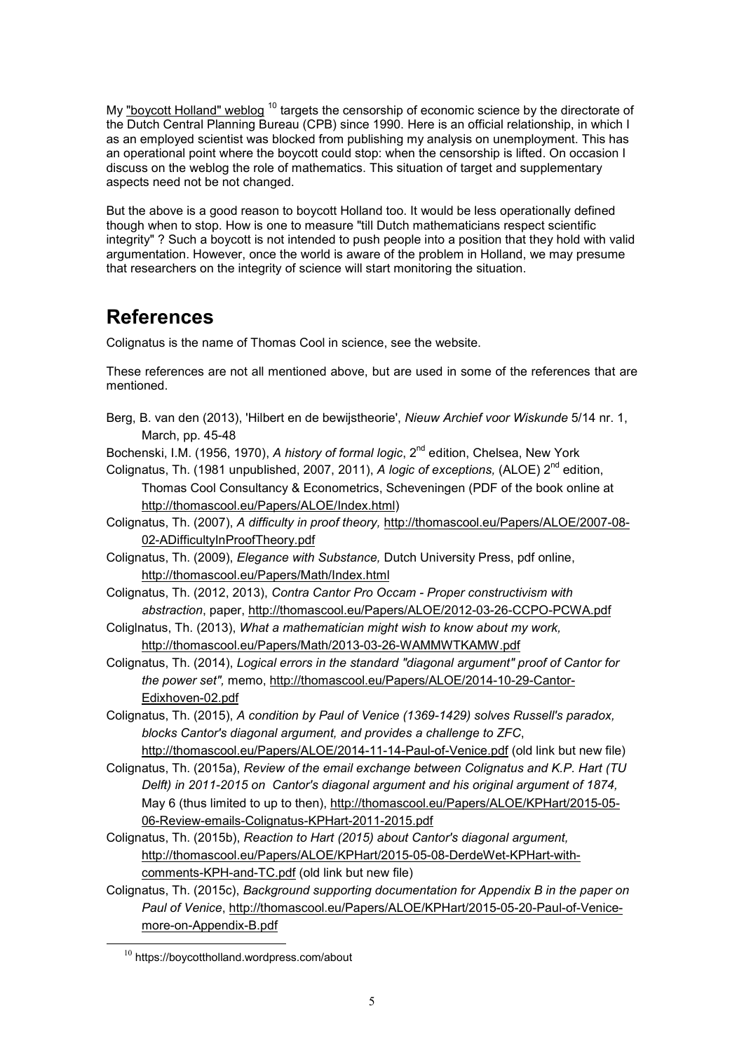My "boycott Holland" weblog [10] targets the censorship of economic science by the directorate of the Dutch Central Planning Bureau (CPB) since 1990. Here is an official relationship, in which I as an employed scientist was blocked from publishing my analysis on unemployment. This has an operational point where the boycott could stop: when the censorship is lifted. On occasion I discuss on the weblog the role of mathematics. This situation of target and supplementary aspects need not be not changed.

But the above is a good reason to boycott Holland too. It would be less operationally defined though when to stop. How is one to measure "till Dutch mathematicians respect scientific integrity" ? Such a boycott is not intended to push people into a position that they hold with valid argumentation. However, once the world is aware of the problem in Holland, we may presume that researchers on the integrity of science will start monitoring the situation.

# References

Colignatus is the name of Thomas Cool in science, see the website.

These references are not all mentioned above, but are used in some of the references that are mentioned.

Berg, B. van den (2013), 'Hilbert en de bewijstheorie', *Nieuw Archief voor Wiskunde* 5/14 nr. 1, March, pp. 45-48

Bochenski, I.M. (1956, 1970), *A history of formal logic*, 2nd edition, Chelsea, New York

Colignatus, Th. (1981 unpublished, 2007, 2011), *A logic of exceptions,* (ALOE) 2nd edition, Thomas Cool Consultancy & Econometrics, Scheveningen (PDF of the book online at http://thomascool.eu/Papers/ALOE/Index.html)

Colignatus, Th. (2007), *A difficulty in proof theory,* http://thomascool.eu/Papers/ALOE/2007-08-02-ADifficultyInProofTheory.pdf

Colignatus, Th. (2009), *Elegance with Substance,* Dutch University Press, pdf online, http://thomascool.eu/Papers/Math/Index.html

Colignatus, Th. (2012, 2013), *Contra Cantor Pro Occam - Proper constructivism with abstraction*, paper, http://thomascool.eu/Papers/ALOE/2012-03-26-CCPO-PCWA.pdf

Coliglnatus, Th. (2013), *What a mathematician might wish to know about my work,* http://thomascool.eu/Papers/Math/2013-03-26-WAMMWTKAMW.pdf

Colignatus, Th. (2014), *Logical errors in the standard "diagonal argument" proof of Cantor for the power set",* memo, http://thomascool.eu/Papers/ALOE/2014-10-29-Cantor-Edixhoven-02.pdf

Colignatus, Th. (2015), *A condition by Paul of Venice (1369-1429) solves Russell's paradox, blocks Cantor's diagonal argument, and provides a challenge to ZFC*, http://thomascool.eu/Papers/ALOE/2014-11-14-Paul-of-Venice.pdf (old link but new file)

Colignatus, Th. (2015a), *Review of the email exchange between Colignatus and K.P. Hart (TU Delft) in 2011-2015 on Cantor's diagonal argument and his original argument of 1874,* May 6 (thus limited to up to then), http://thomascool.eu/Papers/ALOE/KPHart/2015-05-06-Review-emails-Colignatus-KPHart-2011-2015.pdf

Colignatus, Th. (2015b), *Reaction to Hart (2015) about Cantor's diagonal argument,* http://thomascool.eu/Papers/ALOE/KPHart/2015-05-08-DerdeWet-KPHart-with-comments-KPH-and-TC.pdf (old link but new file)

Colignatus, Th. (2015c), *Background supporting documentation for Appendix B in the paper on Paul of Venice*, http://thomascool.eu/Papers/ALOE/KPHart/2015-05-20-Paul-of-Venice-more-on-Appendix-B.pdf

[10] https://boycottholland.wordpress.com/about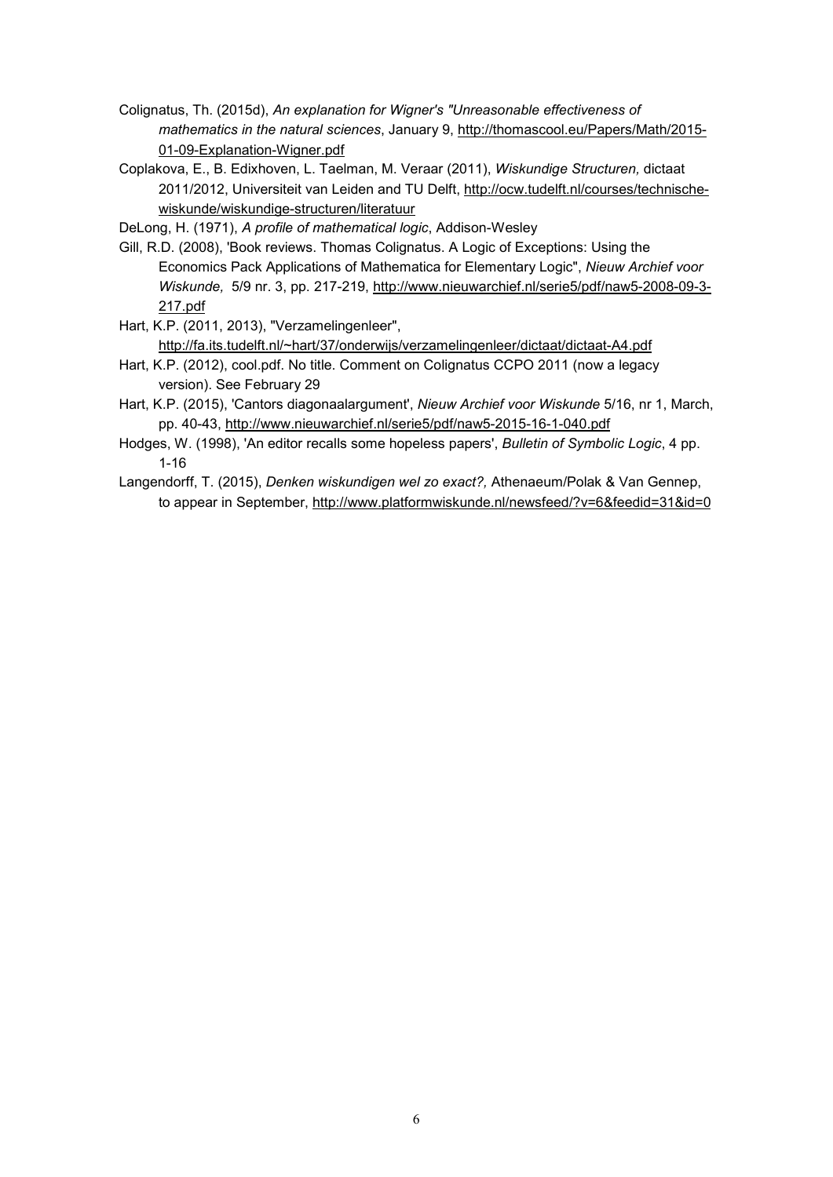Colignatus, Th. (2015d), *An explanation for Wigner's "Unreasonable effectiveness of mathematics in the natural sciences*, January 9, http://thomascool.eu/Papers/Math/2015-01-09-Explanation-Wigner.pdf

Coplakova, E., B. Edixhoven, L. Taelman, M. Veraar (2011), *Wiskundige Structuren,* dictaat 2011/2012, Universiteit van Leiden and TU Delft, http://ocw.tudelft.nl/courses/technische-wiskunde/wiskundige-structuren/literatuur

DeLong, H. (1971), *A profile of mathematical logic*, Addison-Wesley

Gill, R.D. (2008), 'Book reviews. Thomas Colignatus. A Logic of Exceptions: Using the Economics Pack Applications of Mathematica for Elementary Logic", *Nieuw Archief voor Wiskunde,* 5/9 nr. 3, pp. 217-219, http://www.nieuwarchief.nl/serie5/pdf/naw5-2008-09-3-217.pdf

Hart, K.P. (2011, 2013), "Verzamelingenleer", http://fa.its.tudelft.nl/~hart/37/onderwijs/verzamelingenleer/dictaat/dictaat-A4.pdf

Hart, K.P. (2012), cool.pdf. No title. Comment on Colignatus CCPO 2011 (now a legacy version). See February 29

Hart, K.P. (2015), 'Cantors diagonaalargument', *Nieuw Archief voor Wiskunde* 5/16, nr 1, March, pp. 40-43, http://www.nieuwarchief.nl/serie5/pdf/naw5-2015-16-1-040.pdf

Hodges, W. (1998), 'An editor recalls some hopeless papers', *Bulletin of Symbolic Logic*, 4 pp. 1-16

Langendorff, T. (2015), *Denken wiskundigen wel zo exact?,* Athenaeum/Polak & Van Gennep, to appear in September, http://www.platformwiskunde.nl/newsfeed/?v=6&feedid=31&id=0